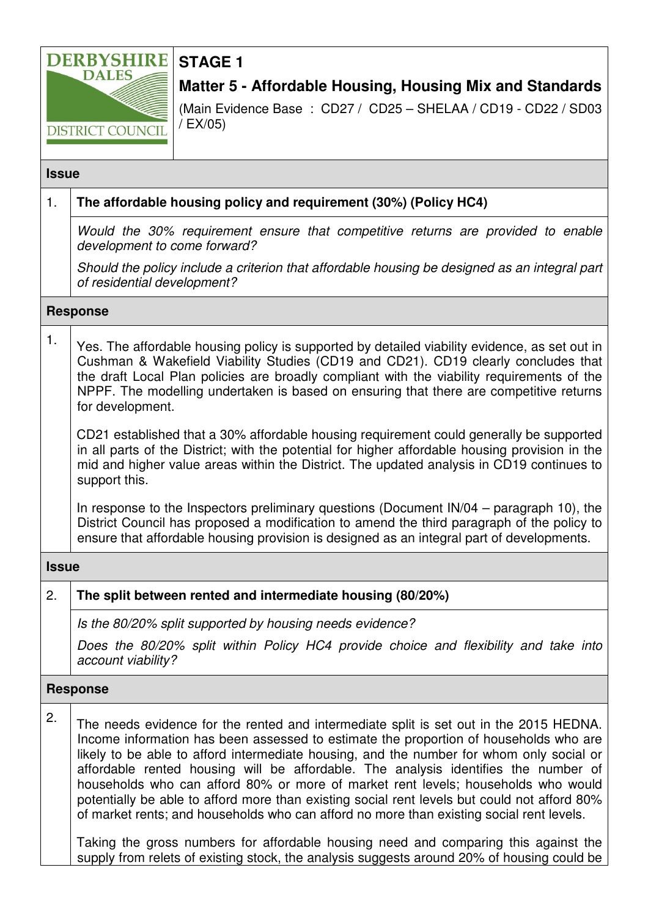DERBYSHIRE DALES DISTRICT COUNCIL

# STAGE 1

## Matter 5 - Affordable Housing, Housing Mix and Standards

(Main Evidence Base : CD27 / CD25 – SHELAA / CD19 - CD22 / SD03 / EX/05)

### Issue

**1. The affordable housing policy and requirement (30%) (Policy HC4)**

*Would the 30% requirement ensure that competitive returns are provided to enable development to come forward?*

*Should the policy include a criterion that affordable housing be designed as an integral part of residential development?*

### Response

1. Yes. The affordable housing policy is supported by detailed viability evidence, as set out in Cushman & Wakefield Viability Studies (CD19 and CD21). CD19 clearly concludes that the draft Local Plan policies are broadly compliant with the viability requirements of the NPPF. The modelling undertaken is based on ensuring that there are competitive returns for development.

CD21 established that a 30% affordable housing requirement could generally be supported in all parts of the District; with the potential for higher affordable housing provision in the mid and higher value areas within the District. The updated analysis in CD19 continues to support this.

In response to the Inspectors preliminary questions (Document IN/04 – paragraph 10), the District Council has proposed a modification to amend the third paragraph of the policy to ensure that affordable housing provision is designed as an integral part of developments.

### Issue

**2. The split between rented and intermediate housing (80/20%)**

*Is the 80/20% split supported by housing needs evidence?*

*Does the 80/20% split within Policy HC4 provide choice and flexibility and take into account viability?*

### Response

2. The needs evidence for the rented and intermediate split is set out in the 2015 HEDNA. Income information has been assessed to estimate the proportion of households who are likely to be able to afford intermediate housing, and the number for whom only social or affordable rented housing will be affordable. The analysis identifies the number of households who can afford 80% or more of market rent levels; households who would potentially be able to afford more than existing social rent levels but could not afford 80% of market rents; and households who can afford no more than existing social rent levels.

Taking the gross numbers for affordable housing need and comparing this against the supply from relets of existing stock, the analysis suggests around 20% of housing could be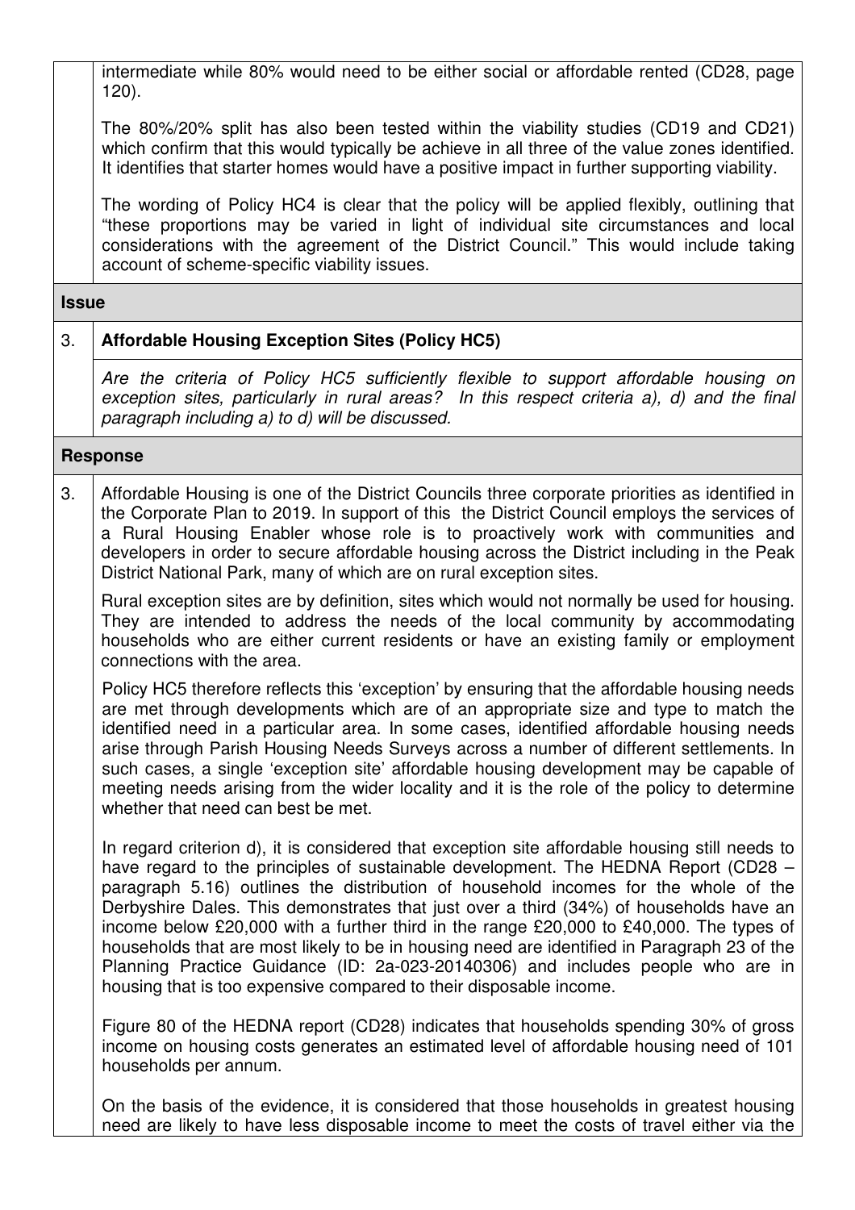intermediate while 80% would need to be either social or affordable rented (CD28, page 120).

The 80%/20% split has also been tested within the viability studies (CD19 and CD21) which confirm that this would typically be achieve in all three of the value zones identified. It identifies that starter homes would have a positive impact in further supporting viability.

The wording of Policy HC4 is clear that the policy will be applied flexibly, outlining that "these proportions may be varied in light of individual site circumstances and local considerations with the agreement of the District Council." This would include taking account of scheme-specific viability issues.

**Issue**

3. **Affordable Housing Exception Sites (Policy HC5)**

*Are the criteria of Policy HC5 sufficiently flexible to support affordable housing on exception sites, particularly in rural areas? In this respect criteria a), d) and the final paragraph including a) to d) will be discussed.*

**Response**

3. Affordable Housing is one of the District Councils three corporate priorities as identified in the Corporate Plan to 2019. In support of this the District Council employs the services of a Rural Housing Enabler whose role is to proactively work with communities and developers in order to secure affordable housing across the District including in the Peak District National Park, many of which are on rural exception sites.

Rural exception sites are by definition, sites which would not normally be used for housing. They are intended to address the needs of the local community by accommodating households who are either current residents or have an existing family or employment connections with the area.

Policy HC5 therefore reflects this 'exception' by ensuring that the affordable housing needs are met through developments which are of an appropriate size and type to match the identified need in a particular area. In some cases, identified affordable housing needs arise through Parish Housing Needs Surveys across a number of different settlements. In such cases, a single 'exception site' affordable housing development may be capable of meeting needs arising from the wider locality and it is the role of the policy to determine whether that need can best be met.

In regard criterion d), it is considered that exception site affordable housing still needs to have regard to the principles of sustainable development. The HEDNA Report (CD28 – paragraph 5.16) outlines the distribution of household incomes for the whole of the Derbyshire Dales. This demonstrates that just over a third (34%) of households have an income below £20,000 with a further third in the range £20,000 to £40,000. The types of households that are most likely to be in housing need are identified in Paragraph 23 of the Planning Practice Guidance (ID: 2a-023-20140306) and includes people who are in housing that is too expensive compared to their disposable income.

Figure 80 of the HEDNA report (CD28) indicates that households spending 30% of gross income on housing costs generates an estimated level of affordable housing need of 101 households per annum.

On the basis of the evidence, it is considered that those households in greatest housing need are likely to have less disposable income to meet the costs of travel either via the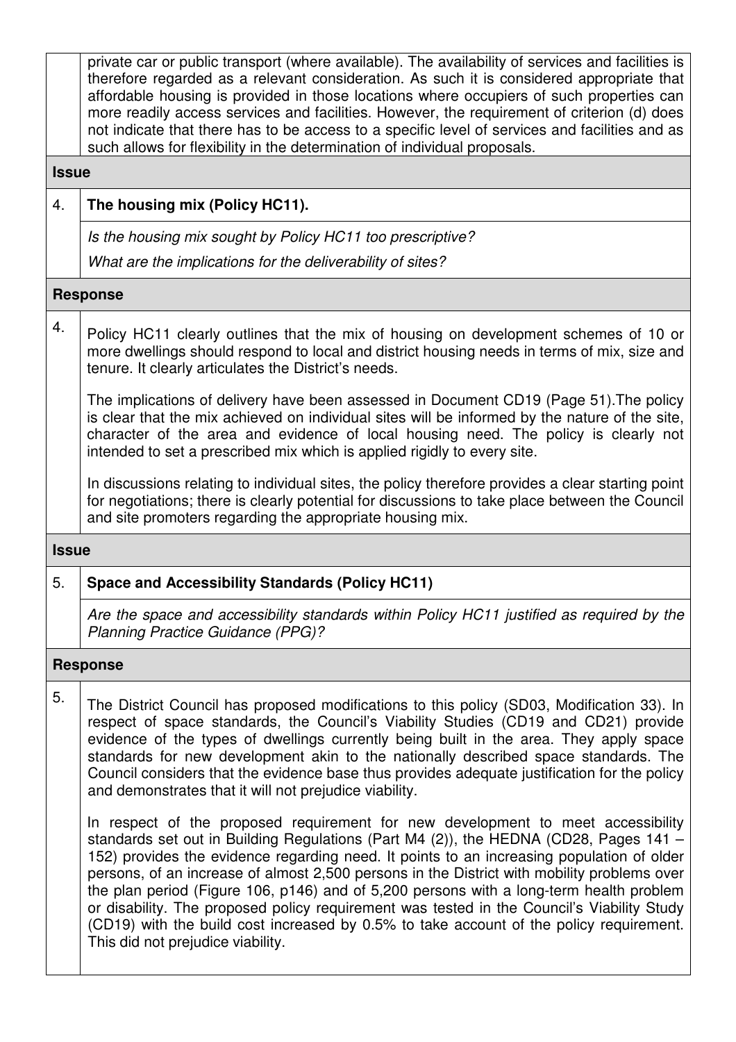private car or public transport (where available). The availability of services and facilities is therefore regarded as a relevant consideration. As such it is considered appropriate that affordable housing is provided in those locations where occupiers of such properties can more readily access services and facilities. However, the requirement of criterion (d) does not indicate that there has to be access to a specific level of services and facilities and as such allows for flexibility in the determination of individual proposals.

**Issue**

4. **The housing mix (Policy HC11).**

*Is the housing mix sought by Policy HC11 too prescriptive?*

*What are the implications for the deliverability of sites?*

**Response**

4. Policy HC11 clearly outlines that the mix of housing on development schemes of 10 or more dwellings should respond to local and district housing needs in terms of mix, size and tenure. It clearly articulates the District's needs.

The implications of delivery have been assessed in Document CD19 (Page 51).The policy is clear that the mix achieved on individual sites will be informed by the nature of the site, character of the area and evidence of local housing need. The policy is clearly not intended to set a prescribed mix which is applied rigidly to every site.

In discussions relating to individual sites, the policy therefore provides a clear starting point for negotiations; there is clearly potential for discussions to take place between the Council and site promoters regarding the appropriate housing mix.

**Issue**

5. **Space and Accessibility Standards (Policy HC11)**

*Are the space and accessibility standards within Policy HC11 justified as required by the Planning Practice Guidance (PPG)?*

**Response**

5. The District Council has proposed modifications to this policy (SD03, Modification 33). In respect of space standards, the Council's Viability Studies (CD19 and CD21) provide evidence of the types of dwellings currently being built in the area. They apply space standards for new development akin to the nationally described space standards. The Council considers that the evidence base thus provides adequate justification for the policy and demonstrates that it will not prejudice viability.

In respect of the proposed requirement for new development to meet accessibility standards set out in Building Regulations (Part M4 (2)), the HEDNA (CD28, Pages 141 – 152) provides the evidence regarding need. It points to an increasing population of older persons, of an increase of almost 2,500 persons in the District with mobility problems over the plan period (Figure 106, p146) and of 5,200 persons with a long-term health problem or disability. The proposed policy requirement was tested in the Council's Viability Study (CD19) with the build cost increased by 0.5% to take account of the policy requirement. This did not prejudice viability.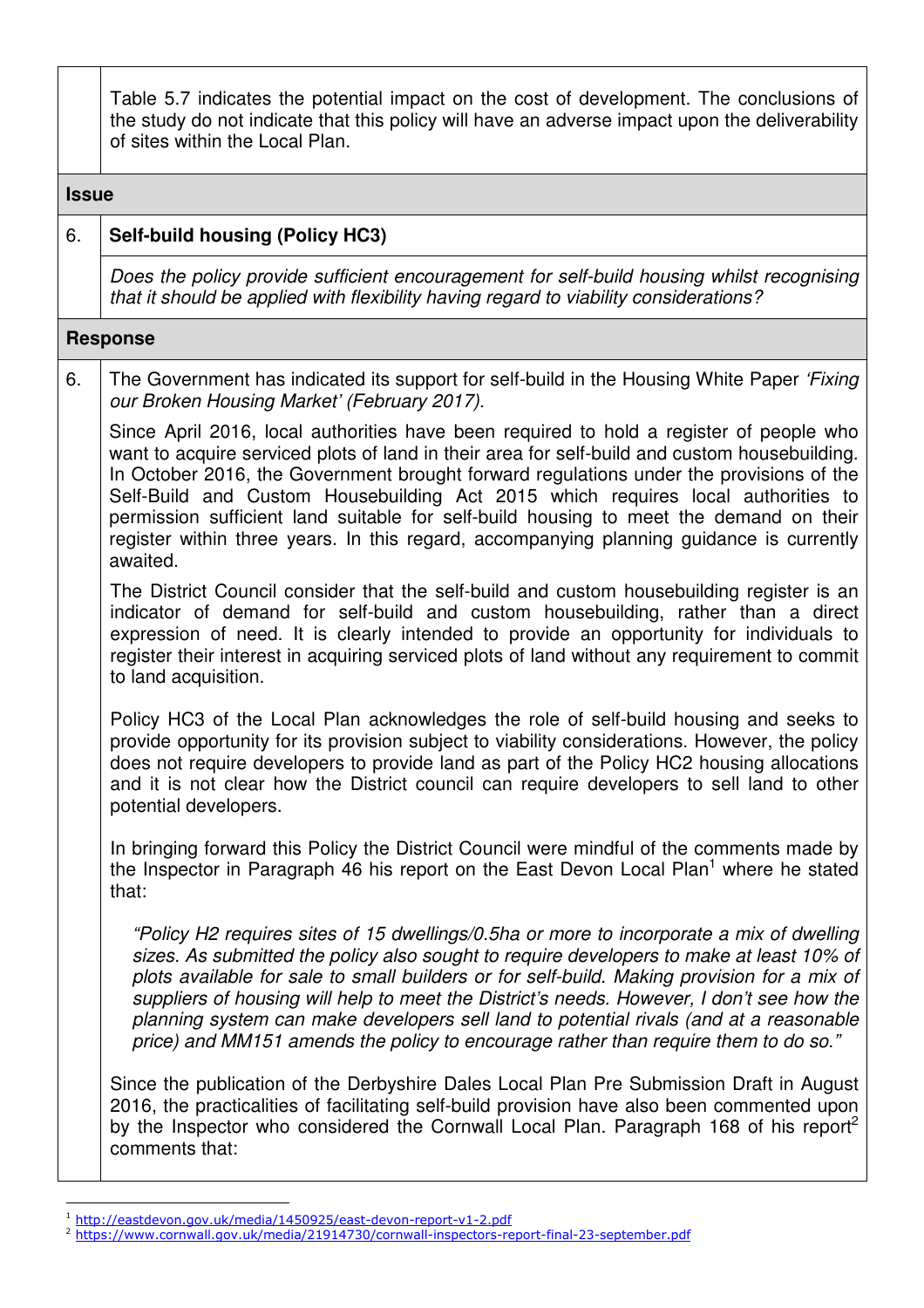| | |
|---|---|
| | Table 5.7 indicates the potential impact on the cost of development. The conclusions of the study do not indicate that this policy will have an adverse impact upon the deliverability of sites within the Local Plan. |
| **Issue** | |
| 6. | **Self-build housing (Policy HC3)** |
| | *Does the policy provide sufficient encouragement for self-build housing whilst recognising that it should be applied with flexibility having regard to viability considerations?* |
| **Response** | |
| 6. | The Government has indicated its support for self-build in the Housing White Paper *'Fixing our Broken Housing Market' (February 2017).* |

Since April 2016, local authorities have been required to hold a register of people who want to acquire serviced plots of land in their area for self-build and custom housebuilding. In October 2016, the Government brought forward regulations under the provisions of the Self-Build and Custom Housebuilding Act 2015 which requires local authorities to permission sufficient land suitable for self-build housing to meet the demand on their register within three years. In this regard, accompanying planning guidance is currently awaited.

The District Council consider that the self-build and custom housebuilding register is an indicator of demand for self-build and custom housebuilding, rather than a direct expression of need. It is clearly intended to provide an opportunity for individuals to register their interest in acquiring serviced plots of land without any requirement to commit to land acquisition.

Policy HC3 of the Local Plan acknowledges the role of self-build housing and seeks to provide opportunity for its provision subject to viability considerations. However, the policy does not require developers to provide land as part of the Policy HC2 housing allocations and it is not clear how the District council can require developers to sell land to other potential developers.

In bringing forward this Policy the District Council were mindful of the comments made by the Inspector in Paragraph 46 his report on the East Devon Local Plan[1] where he stated that:

> *"Policy H2 requires sites of 15 dwellings/0.5ha or more to incorporate a mix of dwelling sizes. As submitted the policy also sought to require developers to make at least 10% of plots available for sale to small builders or for self-build. Making provision for a mix of suppliers of housing will help to meet the District's needs. However, I don't see how the planning system can make developers sell land to potential rivals (and at a reasonable price) and MM151 amends the policy to encourage rather than require them to do so."*

Since the publication of the Derbyshire Dales Local Plan Pre Submission Draft in August 2016, the practicalities of facilitating self-build provision have also been commented upon by the Inspector who considered the Cornwall Local Plan. Paragraph 168 of his report[2] comments that:

---

[1] http://eastdevon.gov.uk/media/1450925/east-devon-report-v1-2.pdf

[2] https://www.cornwall.gov.uk/media/21914730/cornwall-inspectors-report-final-23-september.pdf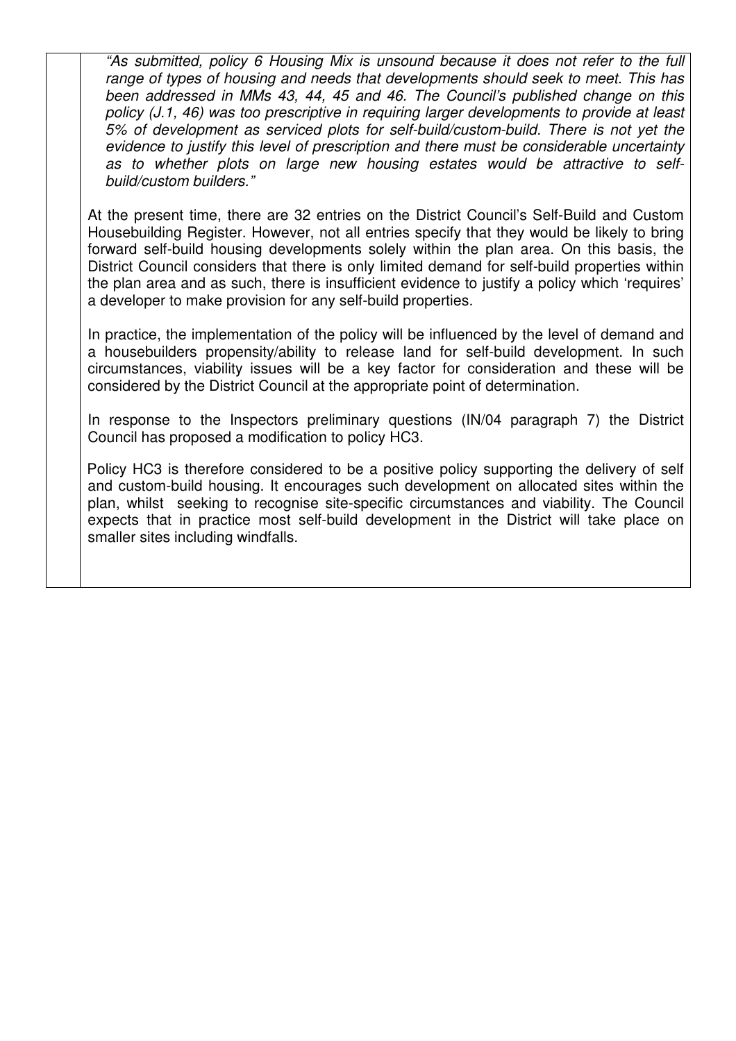*"As submitted, policy 6 Housing Mix is unsound because it does not refer to the full range of types of housing and needs that developments should seek to meet. This has been addressed in MMs 43, 44, 45 and 46. The Council's published change on this policy (J.1, 46) was too prescriptive in requiring larger developments to provide at least 5% of development as serviced plots for self-build/custom-build. There is not yet the evidence to justify this level of prescription and there must be considerable uncertainty as to whether plots on large new housing estates would be attractive to self-build/custom builders."*

At the present time, there are 32 entries on the District Council's Self-Build and Custom Housebuilding Register. However, not all entries specify that they would be likely to bring forward self-build housing developments solely within the plan area. On this basis, the District Council considers that there is only limited demand for self-build properties within the plan area and as such, there is insufficient evidence to justify a policy which 'requires' a developer to make provision for any self-build properties.

In practice, the implementation of the policy will be influenced by the level of demand and a housebuilders propensity/ability to release land for self-build development. In such circumstances, viability issues will be a key factor for consideration and these will be considered by the District Council at the appropriate point of determination.

In response to the Inspectors preliminary questions (IN/04 paragraph 7) the District Council has proposed a modification to policy HC3.

Policy HC3 is therefore considered to be a positive policy supporting the delivery of self and custom-build housing. It encourages such development on allocated sites within the plan, whilst seeking to recognise site-specific circumstances and viability. The Council expects that in practice most self-build development in the District will take place on smaller sites including windfalls.